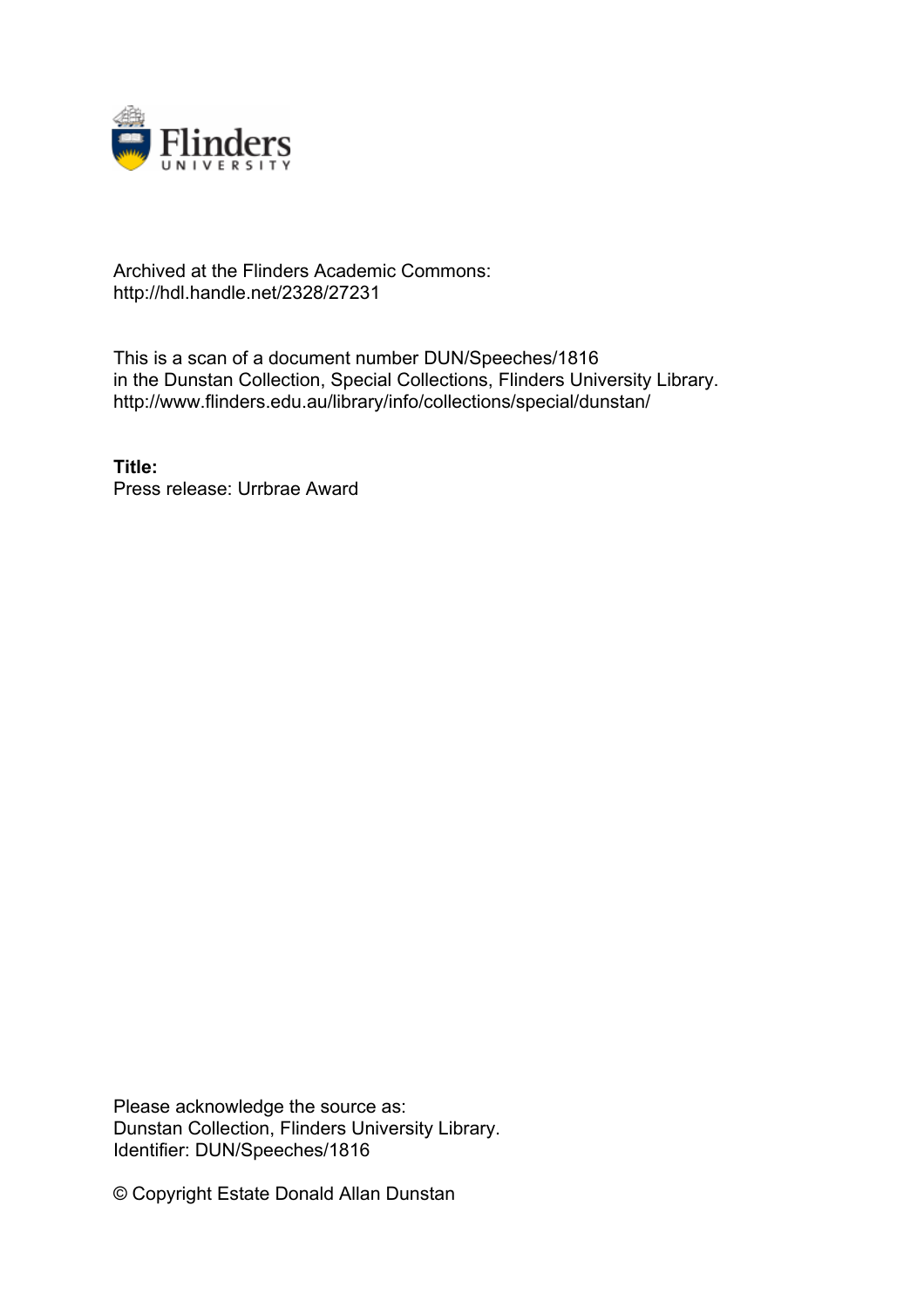Archived at the Flinders Academic Commons:
http://hdl.handle.net/2328/27231

This is a scan of a document number DUN/Speeches/1816
in the Dunstan Collection, Special Collections, Flinders University Library.
http://www.flinders.edu.au/library/info/collections/special/dunstan/

**Title:**
Press release: Urrbrae Award

Please acknowledge the source as:
Dunstan Collection, Flinders University Library.
Identifier: DUN/Speeches/1816

© Copyright Estate Donald Allan Dunstan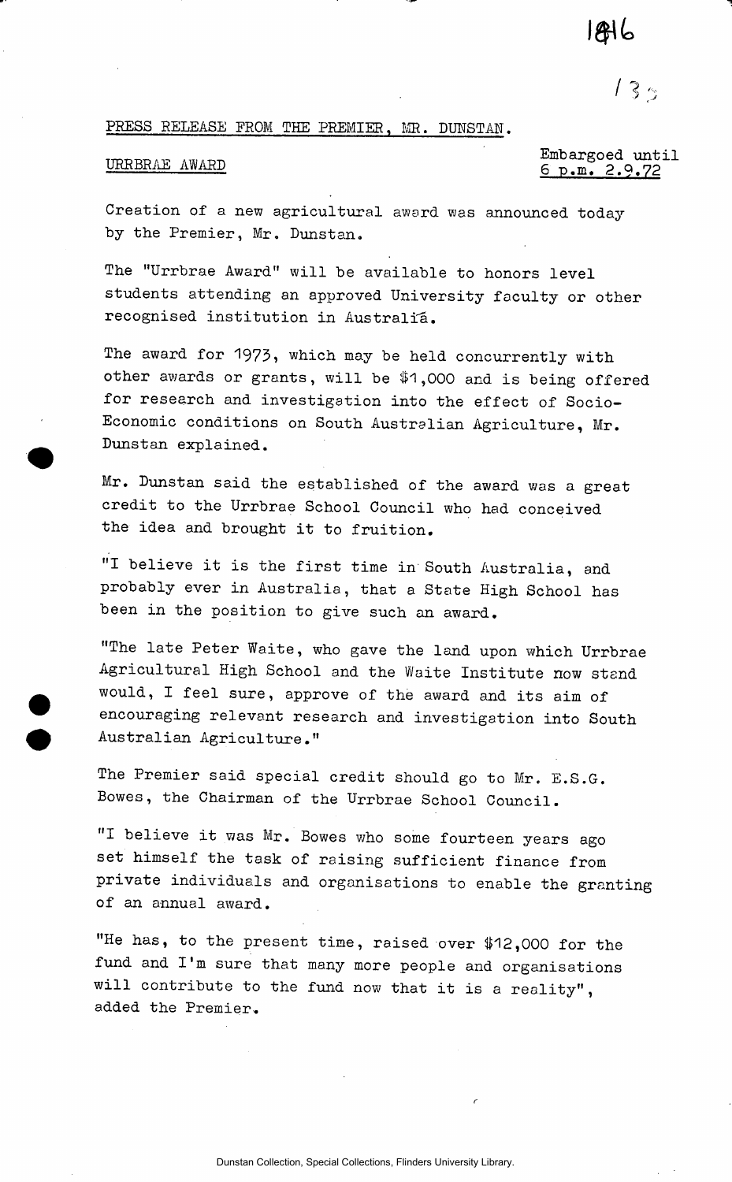PRESS RELEASE FROM THE PREMIER, MR. DUNSTAN.

URRBRAE AWARD

Embargoed until 6 p.m. 2.9.72

Creation of a new agricultural award was announced today by the Premier, Mr. Dunstan.

The "Urrbrae Award" will be available to honors level students attending an approved University faculty or other recognised institution in Australia.

The award for 1973, which may be held concurrently with other awards or grants, will be $1,000 and is being offered for research and investigation into the effect of Socio-Economic conditions on South Australian Agriculture, Mr. Dunstan explained.

Mr. Dunstan said the established of the award was a great credit to the Urrbrae School Council who had conceived the idea and brought it to fruition.

"I believe it is the first time in South Australia, and probably ever in Australia, that a State High School has been in the position to give such an award.

"The late Peter Waite, who gave the land upon which Urrbrae Agricultural High School and the Waite Institute now stand would, I feel sure, approve of the award and its aim of encouraging relevant research and investigation into South Australian Agriculture."

The Premier said special credit should go to Mr. E.S.G. Bowes, the Chairman of the Urrbrae School Council.

"I believe it was Mr. Bowes who some fourteen years ago set himself the task of raising sufficient finance from private individuals and organisations to enable the granting of an annual award.

"He has, to the present time, raised over $12,000 for the fund and I'm sure that many more people and organisations will contribute to the fund now that it is a reality", added the Premier.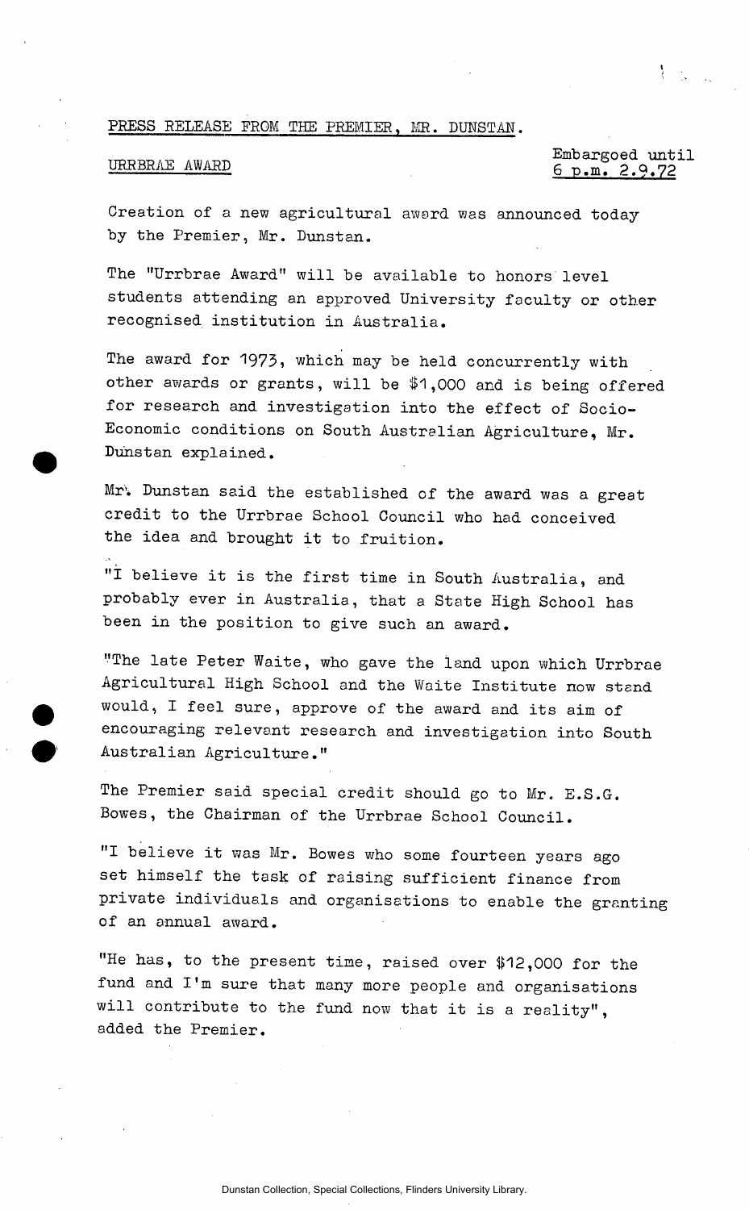PRESS RELEASE FROM THE PREMIER, MR. DUNSTAN.

URRBRAE AWARD

Embargoed until 6 p.m. 2.9.72

Creation of a new agricultural award was announced today by the Premier, Mr. Dunstan.

The "Urrbrae Award" will be available to honors level students attending an approved University faculty or other recognised institution in Australia.

The award for 1973, which may be held concurrently with other awards or grants, will be $1,000 and is being offered for research and investigation into the effect of Socio-Economic conditions on South Australian Agriculture, Mr. Dunstan explained.

Mr. Dunstan said the established of the award was a great credit to the Urrbrae School Council who had conceived the idea and brought it to fruition.

"I believe it is the first time in South Australia, and probably ever in Australia, that a State High School has been in the position to give such an award.

"The late Peter Waite, who gave the land upon which Urrbrae Agricultural High School and the Waite Institute now stand would, I feel sure, approve of the award and its aim of encouraging relevant research and investigation into South Australian Agriculture."

The Premier said special credit should go to Mr. E.S.G. Bowes, the Chairman of the Urrbrae School Council.

"I believe it was Mr. Bowes who some fourteen years ago set himself the task of raising sufficient finance from private individuals and organisations to enable the granting of an annual award.

"He has, to the present time, raised over $12,000 for the fund and I'm sure that many more people and organisations will contribute to the fund now that it is a reality", added the Premier.

Dunstan Collection, Special Collections, Flinders University Library.